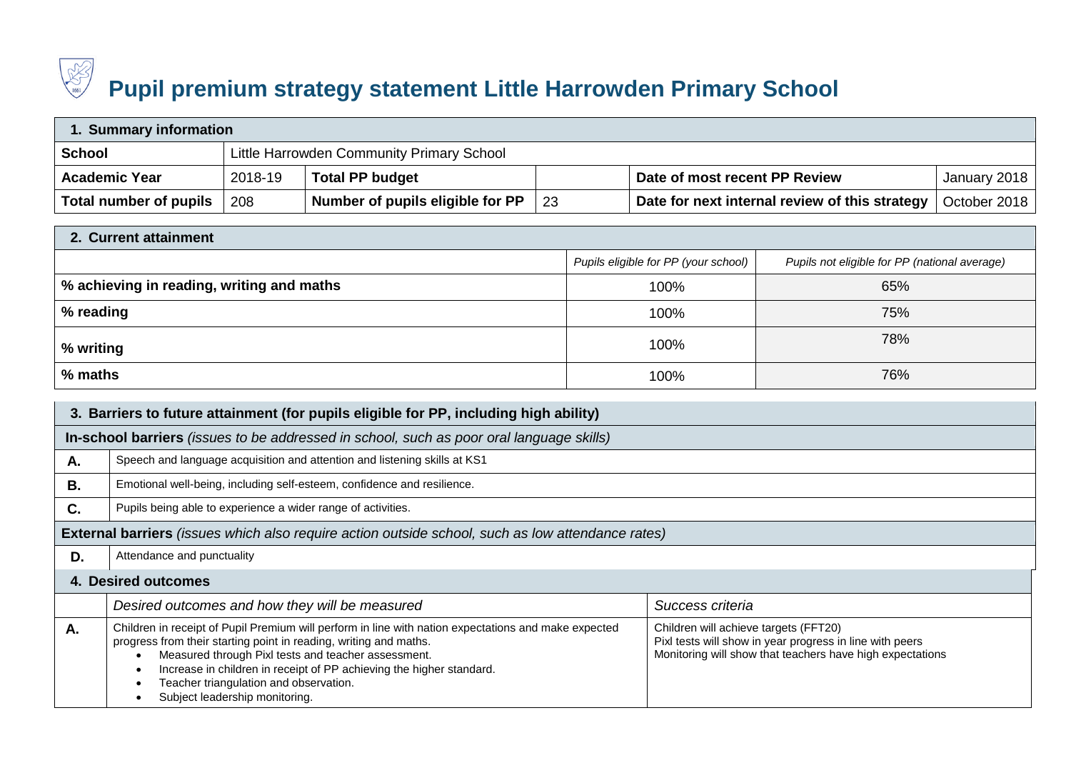# Pupil premium strategy statement Little Harrowden Primary School

| **1. Summary information** | | | | | |
|---|---|---|---|---|---|
| **School** | Little Harrowden Community Primary School | | | | |
| **Academic Year** | 2018-19 | **Total PP budget** | | **Date of most recent PP Review** | January 2018 |
| **Total number of pupils** | 208 | **Number of pupils eligible for PP** | 23 | **Date for next internal review of this strategy** | October 2018 |

| **2. Current attainment** | | |
|---|---|---|
| | *Pupils eligible for PP (your school)* | *Pupils not eligible for PP (national average)* |
| **% achieving in reading, writing and maths** | 100% | 65% |
| **% reading** | 100% | 75% |
| **% writing** | 100% | 78% |
| **% maths** | 100% | 76% |

| **3. Barriers to future attainment (for pupils eligible for PP, including high ability)** | |
|---|---|
| **In-school barriers** *(issues to be addressed in school, such as poor oral language skills)* | |
| **A.** | Speech and language acquisition and attention and listening skills at KS1 |
| **B.** | Emotional well-being, including self-esteem, confidence and resilience. |
| **C.** | Pupils being able to experience a wider range of activities. |
| **External barriers** *(issues which also require action outside school, such as low attendance rates)* | |
| **D.** | Attendance and punctuality |

| **4. Desired outcomes** | | |
|---|---|---|
| | *Desired outcomes and how they will be measured* | *Success criteria* |
| **A.** | Children in receipt of Pupil Premium will perform in line with nation expectations and make expected progress from their starting point in reading, writing and maths.<br>• Measured through Pixl tests and teacher assessment.<br>• Increase in children in receipt of PP achieving the higher standard.<br>• Teacher triangulation and observation.<br>• Subject leadership monitoring. | Children will achieve targets (FFT20)<br>Pixl tests will show in year progress in line with peers<br>Monitoring will show that teachers have high expectations |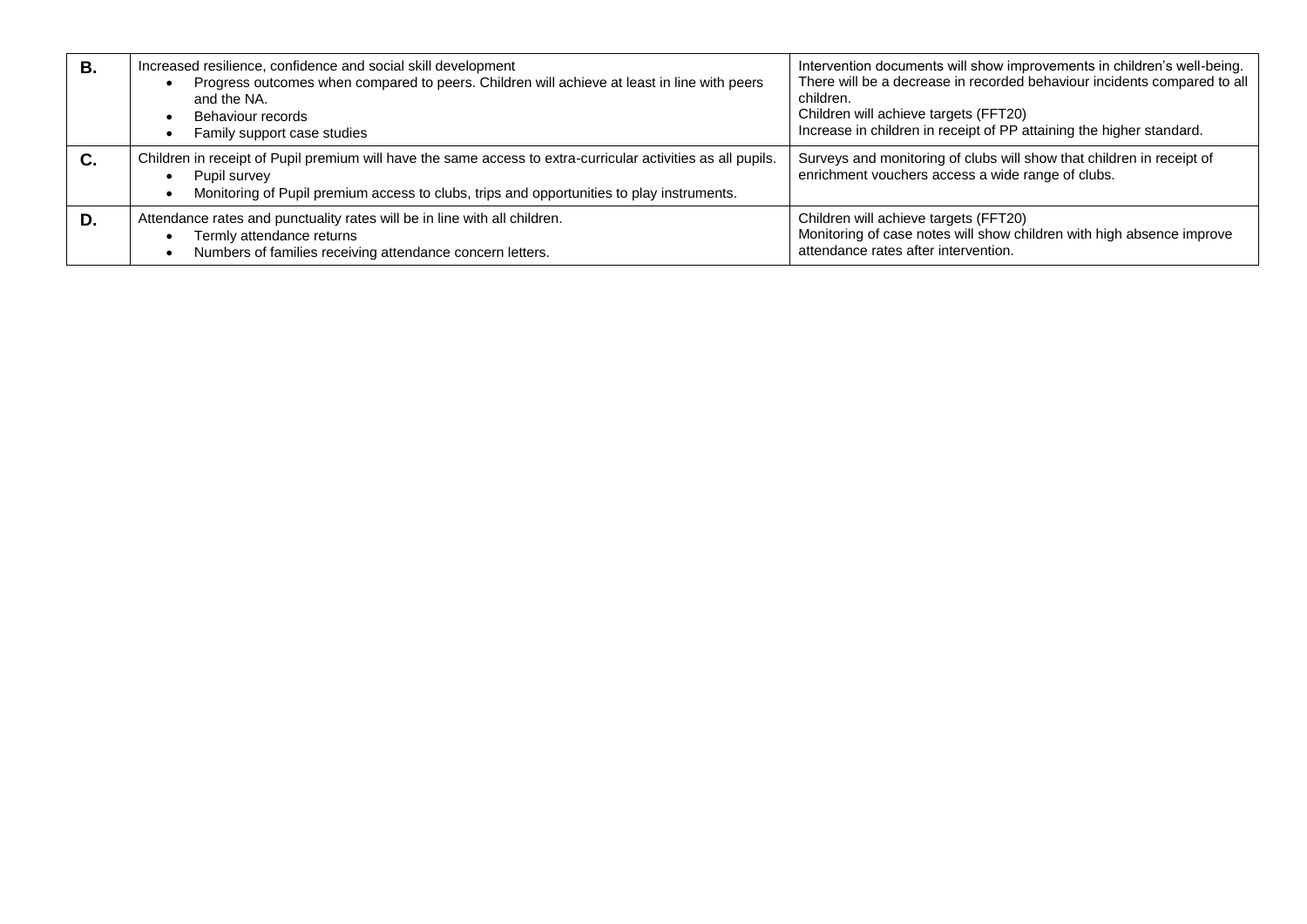| | | |
|---|---|---|
| **B.** | Increased resilience, confidence and social skill development<br>• Progress outcomes when compared to peers. Children will achieve at least in line with peers and the NA.<br>• Behaviour records<br>• Family support case studies | Intervention documents will show improvements in children's well-being. There will be a decrease in recorded behaviour incidents compared to all children.<br>Children will achieve targets (FFT20)<br>Increase in children in receipt of PP attaining the higher standard. |
| **C.** | Children in receipt of Pupil premium will have the same access to extra-curricular activities as all pupils.<br>• Pupil survey<br>• Monitoring of Pupil premium access to clubs, trips and opportunities to play instruments. | Surveys and monitoring of clubs will show that children in receipt of enrichment vouchers access a wide range of clubs. |
| **D.** | Attendance rates and punctuality rates will be in line with all children.<br>• Termly attendance returns<br>• Numbers of families receiving attendance concern letters. | Children will achieve targets (FFT20)<br>Monitoring of case notes will show children with high absence improve attendance rates after intervention. |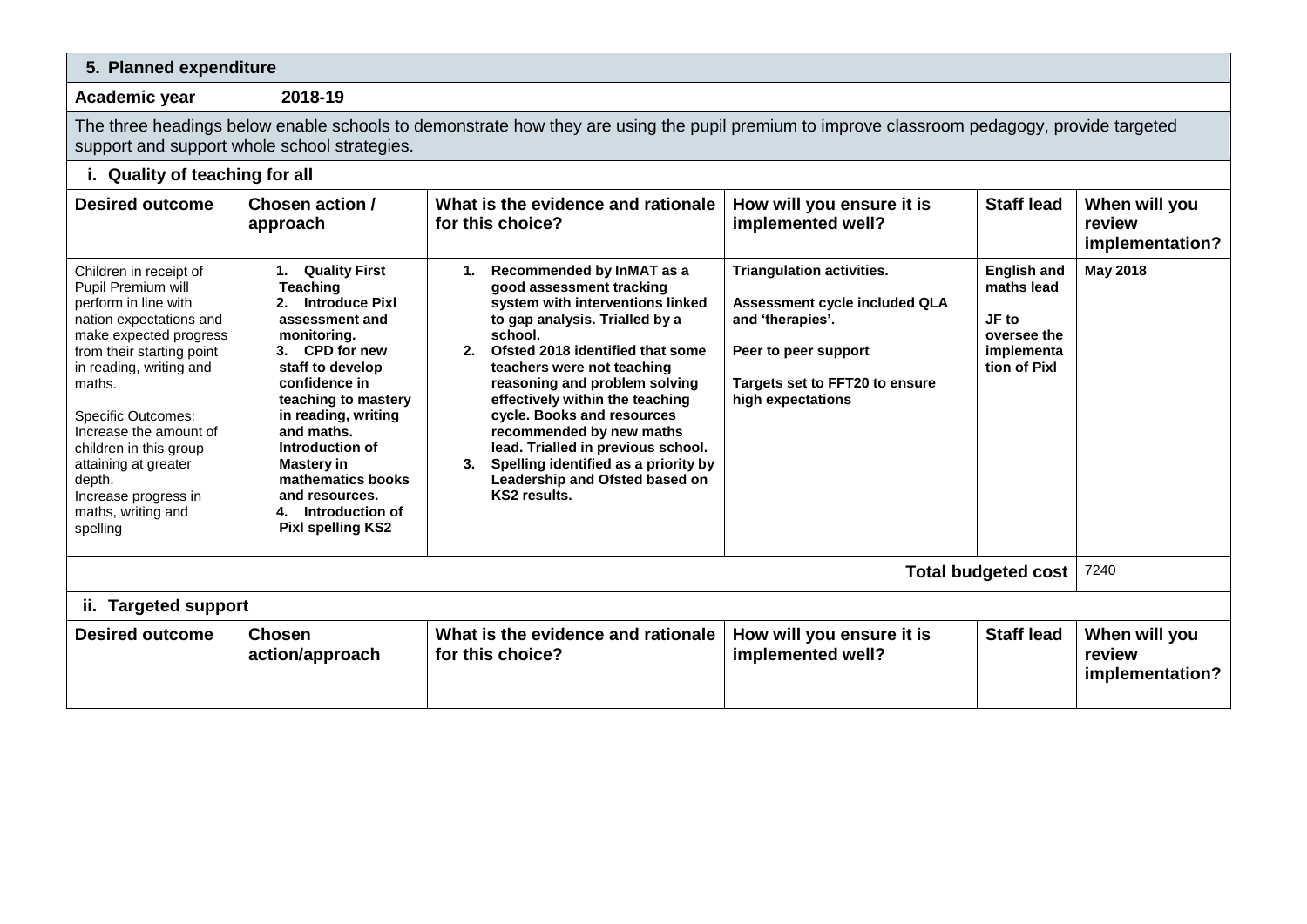## 5. Planned expenditure

| Academic year | 2018-19 |
|---|---|

The three headings below enable schools to demonstrate how they are using the pupil premium to improve classroom pedagogy, provide targeted support and support whole school strategies.

### i. Quality of teaching for all

| Desired outcome | Chosen action / approach | What is the evidence and rationale for this choice? | How will you ensure it is implemented well? | Staff lead | When will you review implementation? |
|---|---|---|---|---|---|
| Children in receipt of Pupil Premium will perform in line with nation expectations and make expected progress from their starting point in reading, writing and maths.<br><br>Specific Outcomes:<br>Increase the amount of children in this group attaining at greater depth.<br>Increase progress in maths, writing and spelling | **1. Quality First Teaching**<br>**2. Introduce Pixl assessment and monitoring.**<br>**3. CPD for new staff to develop confidence in teaching to mastery in reading, writing and maths. Introduction of Mastery in mathematics books and resources.**<br>**4. Introduction of Pixl spelling KS2** | **1. Recommended by InMAT as a good assessment tracking system with interventions linked to gap analysis. Trialled by a school.**<br>**2. Ofsted 2018 identified that some teachers were not teaching reasoning and problem solving effectively within the teaching cycle. Books and resources recommended by new maths lead. Trialled in previous school.**<br>**3. Spelling identified as a priority by Leadership and Ofsted based on KS2 results.** | **Triangulation activities.**<br><br>**Assessment cycle included QLA and 'therapies'.**<br><br>**Peer to peer support**<br><br>**Targets set to FFT20 to ensure high expectations** | **English and maths lead**<br><br>**JF to oversee the implementation of Pixl** | **May 2018** |
| | | | | **Total budgeted cost** | 7240 |

### ii. Targeted support

| Desired outcome | Chosen action/approach | What is the evidence and rationale for this choice? | How will you ensure it is implemented well? | Staff lead | When will you review implementation? |
|---|---|---|---|---|---|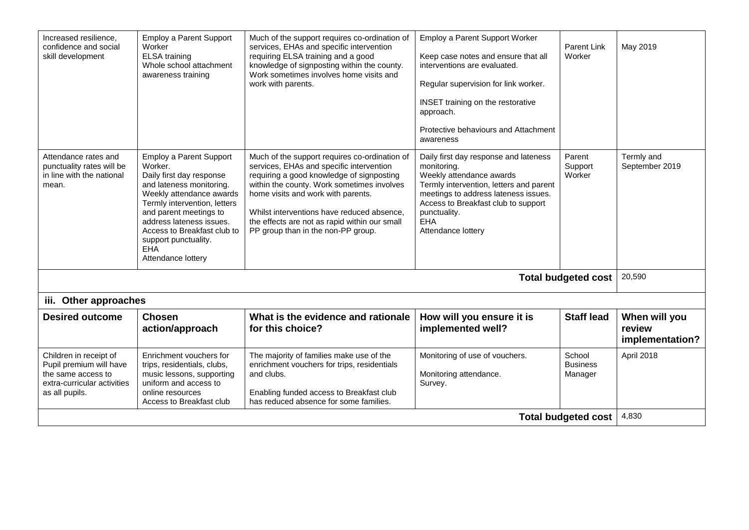| | | | | | |
|---|---|---|---|---|---|
| Increased resilience, confidence and social skill development | Employ a Parent Support Worker<br>ELSA training<br>Whole school attachment awareness training | Much of the support requires co-ordination of services, EHAs and specific intervention requiring ELSA training and a good knowledge of signposting within the county. Work sometimes involves home visits and work with parents. | Employ a Parent Support Worker<br><br>Keep case notes and ensure that all interventions are evaluated.<br><br>Regular supervision for link worker.<br><br>INSET training on the restorative approach.<br><br>Protective behaviours and Attachment awareness | Parent Link Worker | May 2019 |
| Attendance rates and punctuality rates will be in line with the national mean. | Employ a Parent Support Worker.<br>Daily first day response and lateness monitoring.<br>Weekly attendance awards<br>Termly intervention, letters and parent meetings to address lateness issues.<br>Access to Breakfast club to support punctuality.<br>EHA<br>Attendance lottery | Much of the support requires co-ordination of services, EHAs and specific intervention requiring a good knowledge of signposting within the county. Work sometimes involves home visits and work with parents.<br><br>Whilst interventions have reduced absence, the effects are not as rapid within our small PP group than in the non-PP group. | Daily first day response and lateness monitoring.<br>Weekly attendance awards<br>Termly intervention, letters and parent meetings to address lateness issues.<br>Access to Breakfast club to support punctuality.<br>EHA<br>Attendance lottery | Parent Support Worker | Termly and September 2019 |
| | | | | **Total budgeted cost** | 20,590 |

**iii. Other approaches**

| **Desired outcome** | **Chosen action/approach** | **What is the evidence and rationale for this choice?** | **How will you ensure it is implemented well?** | **Staff lead** | **When will you review implementation?** |
|---|---|---|---|---|---|
| Children in receipt of Pupil premium will have the same access to extra-curricular activities as all pupils. | Enrichment vouchers for trips, residentials, clubs, music lessons, supporting uniform and access to online resources<br>Access to Breakfast club | The majority of families make use of the enrichment vouchers for trips, residentials and clubs.<br><br>Enabling funded access to Breakfast club has reduced absence for some families. | Monitoring of use of vouchers.<br><br>Monitoring attendance.<br>Survey. | School Business Manager | April 2018 |
| | | | | **Total budgeted cost** | 4,830 |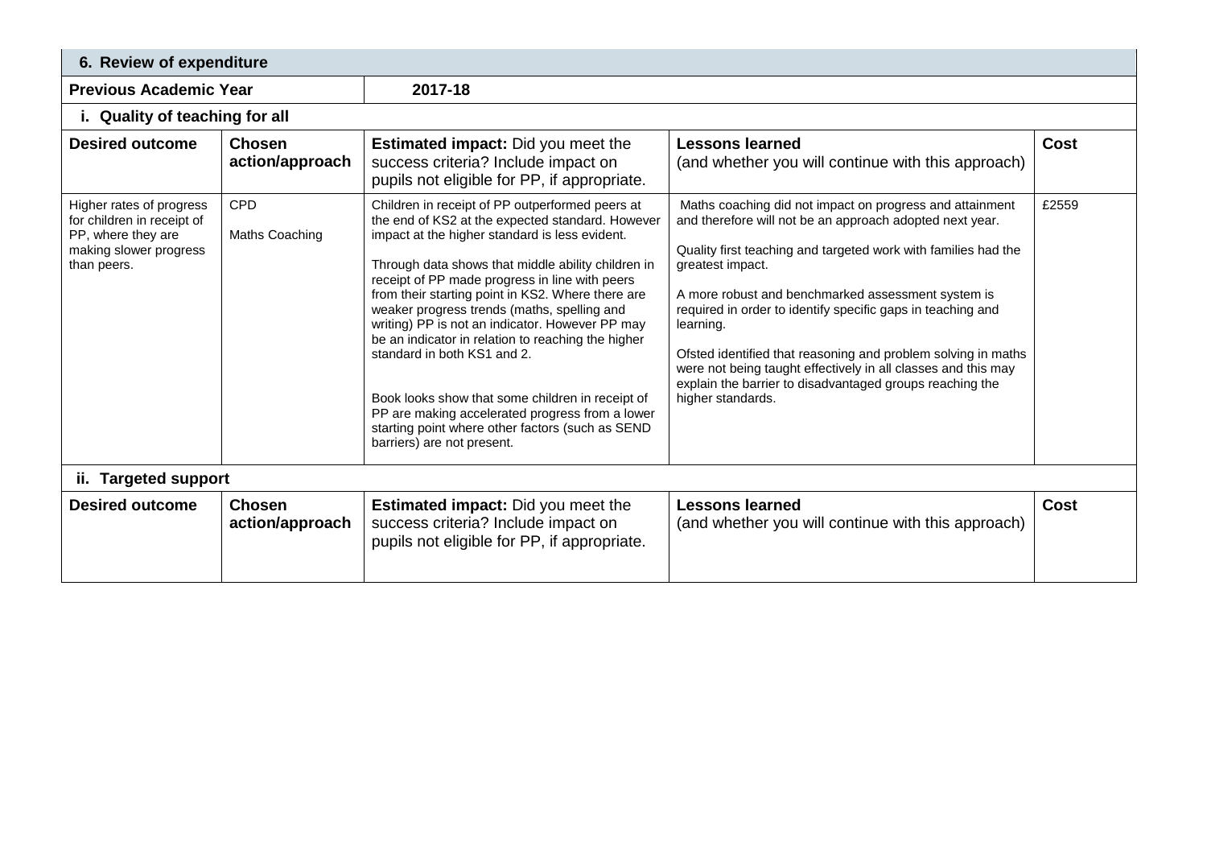## 6. Review of expenditure

| Previous Academic Year | 2017-18 |
|---|---|

### i. Quality of teaching for all

| Desired outcome | Chosen action/approach | Estimated impact: Did you meet the success criteria? Include impact on pupils not eligible for PP, if appropriate. | Lessons learned (and whether you will continue with this approach) | Cost |
|---|---|---|---|---|
| Higher rates of progress for children in receipt of PP, where they are making slower progress than peers. | CPD<br><br>Maths Coaching | Children in receipt of PP outperformed peers at the end of KS2 at the expected standard. However impact at the higher standard is less evident.<br><br>Through data shows that middle ability children in receipt of PP made progress in line with peers from their starting point in KS2. Where there are weaker progress trends (maths, spelling and writing) PP is not an indicator. However PP may be an indicator in relation to reaching the higher standard in both KS1 and 2.<br><br>Book looks show that some children in receipt of PP are making accelerated progress from a lower starting point where other factors (such as SEND barriers) are not present. | Maths coaching did not impact on progress and attainment and therefore will not be an approach adopted next year.<br><br>Quality first teaching and targeted work with families had the greatest impact.<br><br>A more robust and benchmarked assessment system is required in order to identify specific gaps in teaching and learning.<br><br>Ofsted identified that reasoning and problem solving in maths were not being taught effectively in all classes and this may explain the barrier to disadvantaged groups reaching the higher standards. | £2559 |

### ii. Targeted support

| Desired outcome | Chosen action/approach | Estimated impact: Did you meet the success criteria? Include impact on pupils not eligible for PP, if appropriate. | Lessons learned (and whether you will continue with this approach) | Cost |
|---|---|---|---|---|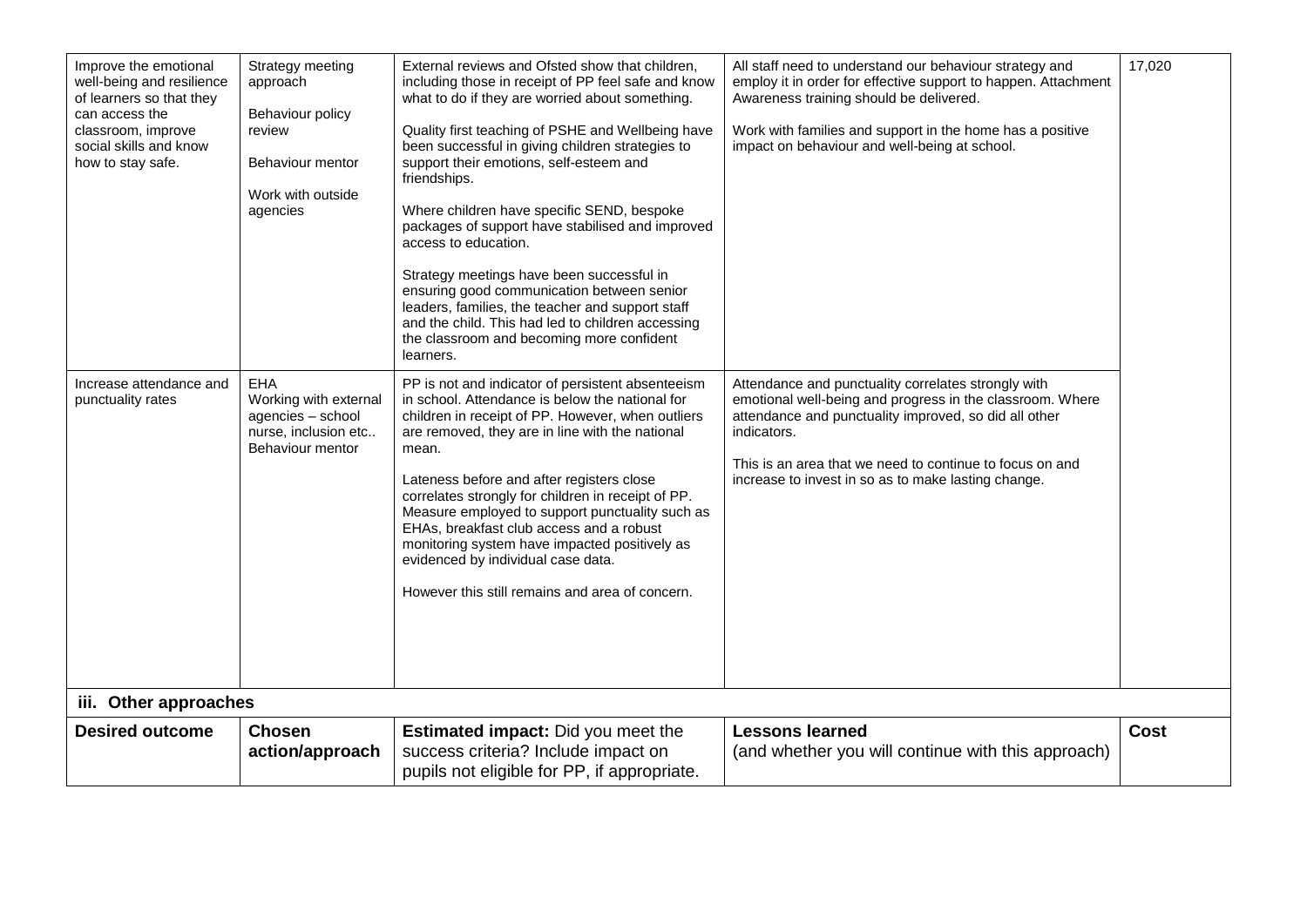| | | | | |
|---|---|---|---|---|
| Improve the emotional well-being and resilience of learners so that they can access the classroom, improve social skills and know how to stay safe. | Strategy meeting approach<br><br>Behaviour policy review<br><br>Behaviour mentor<br><br>Work with outside agencies | External reviews and Ofsted show that children, including those in receipt of PP feel safe and know what to do if they are worried about something.<br><br>Quality first teaching of PSHE and Wellbeing have been successful in giving children strategies to support their emotions, self-esteem and friendships.<br><br>Where children have specific SEND, bespoke packages of support have stabilised and improved access to education.<br><br>Strategy meetings have been successful in ensuring good communication between senior leaders, families, the teacher and support staff and the child. This had led to children accessing the classroom and becoming more confident learners. | All staff need to understand our behaviour strategy and employ it in order for effective support to happen. Attachment Awareness training should be delivered.<br><br>Work with families and support in the home has a positive impact on behaviour and well-being at school. | 17,020 |
| Increase attendance and punctuality rates | EHA<br>Working with external agencies – school nurse, inclusion etc..<br>Behaviour mentor | PP is not and indicator of persistent absenteeism in school. Attendance is below the national for children in receipt of PP. However, when outliers are removed, they are in line with the national mean.<br><br>Lateness before and after registers close correlates strongly for children in receipt of PP. Measure employed to support punctuality such as EHAs, breakfast club access and a robust monitoring system have impacted positively as evidenced by individual case data.<br><br>However this still remains and area of concern. | Attendance and punctuality correlates strongly with emotional well-being and progress in the classroom. Where attendance and punctuality improved, so did all other indicators.<br><br>This is an area that we need to continue to focus on and increase to invest in so as to make lasting change. | |

### iii. Other approaches

| Desired outcome | Chosen action/approach | **Estimated impact:** Did you meet the success criteria? Include impact on pupils not eligible for PP, if appropriate. | **Lessons learned** (and whether you will continue with this approach) | Cost |
|---|---|---|---|---|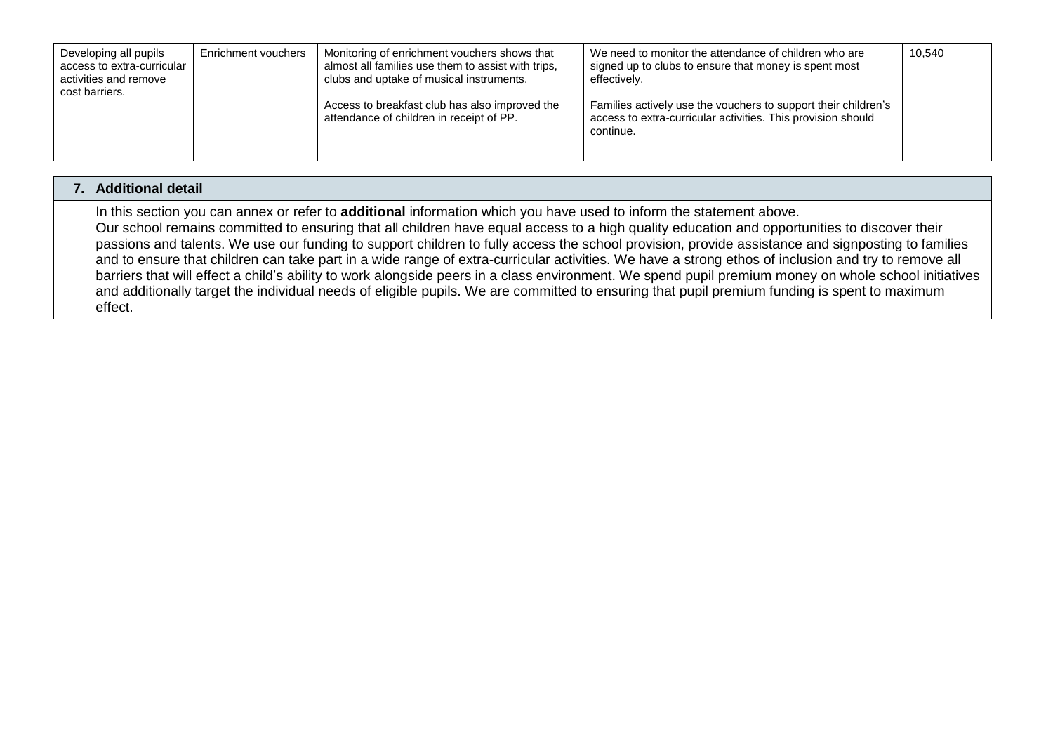| | | | | |
|---|---|---|---|---|
| Developing all pupils access to extra-curricular activities and remove cost barriers. | Enrichment vouchers | Monitoring of enrichment vouchers shows that almost all families use them to assist with trips, clubs and uptake of musical instruments.<br><br>Access to breakfast club has also improved the attendance of children in receipt of PP. | We need to monitor the attendance of children who are signed up to clubs to ensure that money is spent most effectively.<br><br>Families actively use the vouchers to support their children's access to extra-curricular activities. This provision should continue. | 10,540 |

## 7. Additional detail

In this section you can annex or refer to **additional** information which you have used to inform the statement above.

Our school remains committed to ensuring that all children have equal access to a high quality education and opportunities to discover their passions and talents. We use our funding to support children to fully access the school provision, provide assistance and signposting to families and to ensure that children can take part in a wide range of extra-curricular activities. We have a strong ethos of inclusion and try to remove all barriers that will effect a child's ability to work alongside peers in a class environment. We spend pupil premium money on whole school initiatives and additionally target the individual needs of eligible pupils. We are committed to ensuring that pupil premium funding is spent to maximum effect.